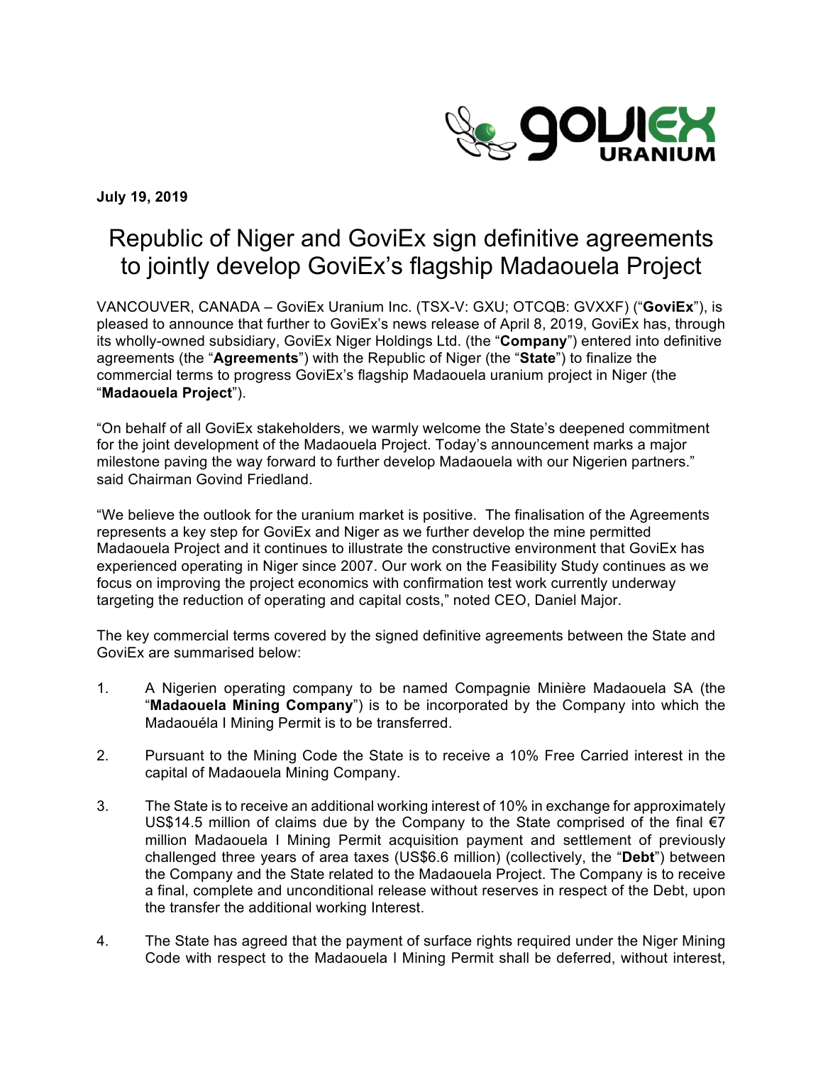**July 19, 2019**

# Republic of Niger and GoviEx sign definitive agreements to jointly develop GoviEx's flagship Madaouela Project

VANCOUVER, CANADA – GoviEx Uranium Inc. (TSX-V: GXU; OTCQB: GVXXF) ("**GoviEx**"), is pleased to announce that further to GoviEx's news release of April 8, 2019, GoviEx has, through its wholly-owned subsidiary, GoviEx Niger Holdings Ltd. (the "**Company**") entered into definitive agreements (the "**Agreements**") with the Republic of Niger (the "**State**") to finalize the commercial terms to progress GoviEx's flagship Madaouela uranium project in Niger (the "**Madaouela Project**").

"On behalf of all GoviEx stakeholders, we warmly welcome the State's deepened commitment for the joint development of the Madaouela Project. Today's announcement marks a major milestone paving the way forward to further develop Madaouela with our Nigerien partners." said Chairman Govind Friedland.

"We believe the outlook for the uranium market is positive. The finalisation of the Agreements represents a key step for GoviEx and Niger as we further develop the mine permitted Madaouela Project and it continues to illustrate the constructive environment that GoviEx has experienced operating in Niger since 2007. Our work on the Feasibility Study continues as we focus on improving the project economics with confirmation test work currently underway targeting the reduction of operating and capital costs," noted CEO, Daniel Major.

The key commercial terms covered by the signed definitive agreements between the State and GoviEx are summarised below:

1. A Nigerien operating company to be named Compagnie Minière Madaouela SA (the "**Madaouela Mining Company**") is to be incorporated by the Company into which the Madaouéla I Mining Permit is to be transferred.
2. Pursuant to the Mining Code the State is to receive a 10% Free Carried interest in the capital of Madaouela Mining Company.
3. The State is to receive an additional working interest of 10% in exchange for approximately US$14.5 million of claims due by the Company to the State comprised of the final €7 million Madaouela I Mining Permit acquisition payment and settlement of previously challenged three years of area taxes (US$6.6 million) (collectively, the "**Debt**") between the Company and the State related to the Madaouela Project. The Company is to receive a final, complete and unconditional release without reserves in respect of the Debt, upon the transfer the additional working Interest.
4. The State has agreed that the payment of surface rights required under the Niger Mining Code with respect to the Madaouela I Mining Permit shall be deferred, without interest,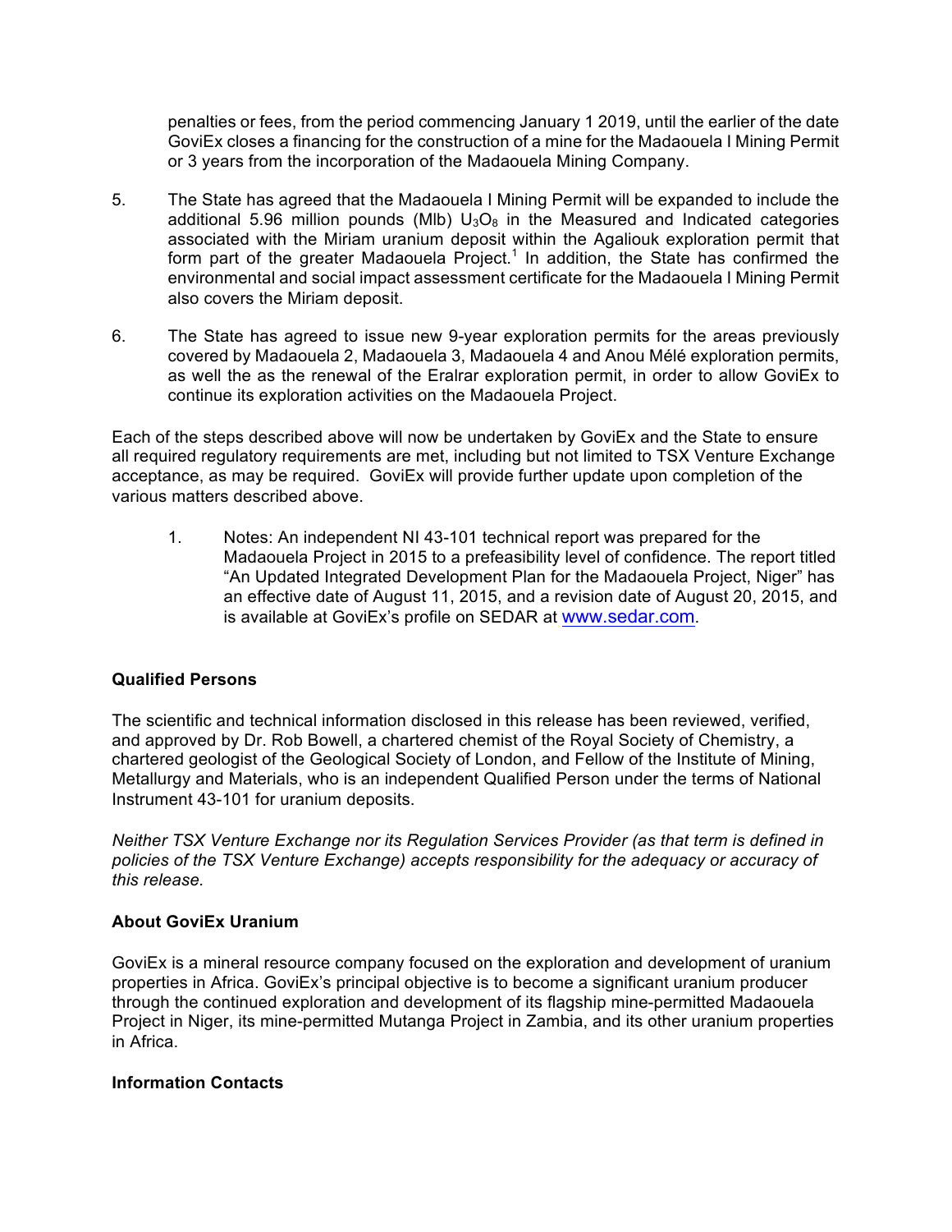penalties or fees, from the period commencing January 1 2019, until the earlier of the date GoviEx closes a financing for the construction of a mine for the Madaouela I Mining Permit or 3 years from the incorporation of the Madaouela Mining Company.

5. The State has agreed that the Madaouela I Mining Permit will be expanded to include the additional 5.96 million pounds (Mlb) $U_3O_8$ in the Measured and Indicated categories associated with the Miriam uranium deposit within the Agaliouk exploration permit that form part of the greater Madaouela Project.[1] In addition, the State has confirmed the environmental and social impact assessment certificate for the Madaouela I Mining Permit also covers the Miriam deposit.

6. The State has agreed to issue new 9-year exploration permits for the areas previously covered by Madaouela 2, Madaouela 3, Madaouela 4 and Anou Mélé exploration permits, as well the as the renewal of the Eralrar exploration permit, in order to allow GoviEx to continue its exploration activities on the Madaouela Project.

Each of the steps described above will now be undertaken by GoviEx and the State to ensure all required regulatory requirements are met, including but not limited to TSX Venture Exchange acceptance, as may be required. GoviEx will provide further update upon completion of the various matters described above.

1. Notes: An independent NI 43-101 technical report was prepared for the Madaouela Project in 2015 to a prefeasibility level of confidence. The report titled "An Updated Integrated Development Plan for the Madaouela Project, Niger" has an effective date of August 11, 2015, and a revision date of August 20, 2015, and is available at GoviEx's profile on SEDAR at www.sedar.com.

**Qualified Persons**

The scientific and technical information disclosed in this release has been reviewed, verified, and approved by Dr. Rob Bowell, a chartered chemist of the Royal Society of Chemistry, a chartered geologist of the Geological Society of London, and Fellow of the Institute of Mining, Metallurgy and Materials, who is an independent Qualified Person under the terms of National Instrument 43-101 for uranium deposits.

*Neither TSX Venture Exchange nor its Regulation Services Provider (as that term is defined in policies of the TSX Venture Exchange) accepts responsibility for the adequacy or accuracy of this release.*

**About GoviEx Uranium**

GoviEx is a mineral resource company focused on the exploration and development of uranium properties in Africa. GoviEx's principal objective is to become a significant uranium producer through the continued exploration and development of its flagship mine-permitted Madaouela Project in Niger, its mine-permitted Mutanga Project in Zambia, and its other uranium properties in Africa.

**Information Contacts**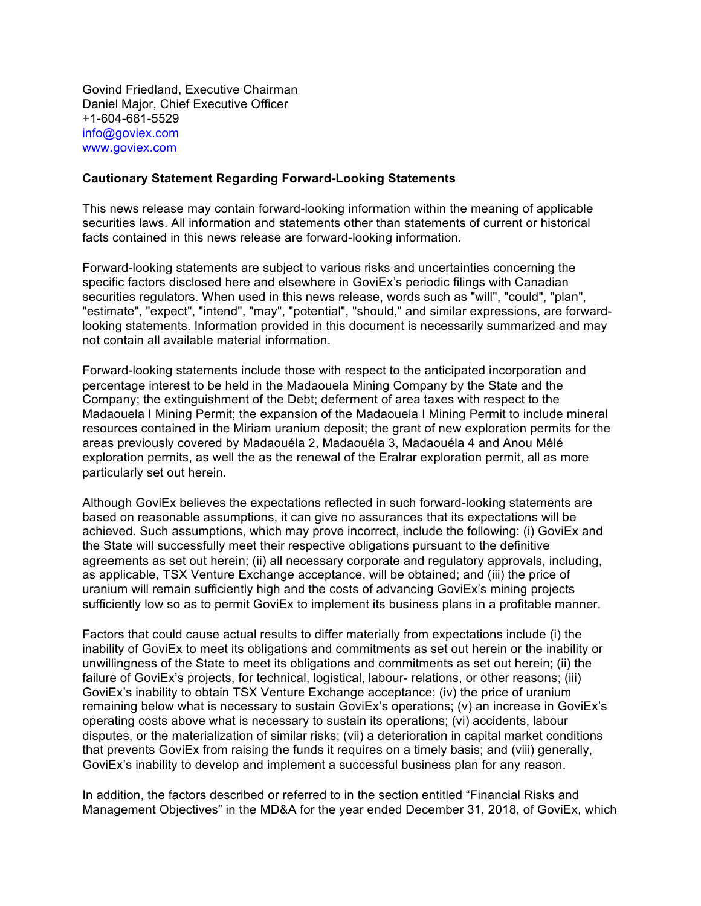Govind Friedland, Executive Chairman
Daniel Major, Chief Executive Officer
+1-604-681-5529
info@goviex.com
www.goviex.com

**Cautionary Statement Regarding Forward-Looking Statements**

This news release may contain forward-looking information within the meaning of applicable securities laws. All information and statements other than statements of current or historical facts contained in this news release are forward-looking information.

Forward-looking statements are subject to various risks and uncertainties concerning the specific factors disclosed here and elsewhere in GoviEx's periodic filings with Canadian securities regulators. When used in this news release, words such as "will", "could", "plan", "estimate", "expect", "intend", "may", "potential", "should," and similar expressions, are forward-looking statements. Information provided in this document is necessarily summarized and may not contain all available material information.

Forward-looking statements include those with respect to the anticipated incorporation and percentage interest to be held in the Madaouela Mining Company by the State and the Company; the extinguishment of the Debt; deferment of area taxes with respect to the Madaouela I Mining Permit; the expansion of the Madaouela I Mining Permit to include mineral resources contained in the Miriam uranium deposit; the grant of new exploration permits for the areas previously covered by Madaouéla 2, Madaouéla 3, Madaouéla 4 and Anou Mélé exploration permits, as well the as the renewal of the Eralrar exploration permit, all as more particularly set out herein.

Although GoviEx believes the expectations reflected in such forward-looking statements are based on reasonable assumptions, it can give no assurances that its expectations will be achieved. Such assumptions, which may prove incorrect, include the following: (i) GoviEx and the State will successfully meet their respective obligations pursuant to the definitive agreements as set out herein; (ii) all necessary corporate and regulatory approvals, including, as applicable, TSX Venture Exchange acceptance, will be obtained; and (iii) the price of uranium will remain sufficiently high and the costs of advancing GoviEx's mining projects sufficiently low so as to permit GoviEx to implement its business plans in a profitable manner.

Factors that could cause actual results to differ materially from expectations include (i) the inability of GoviEx to meet its obligations and commitments as set out herein or the inability or unwillingness of the State to meet its obligations and commitments as set out herein; (ii) the failure of GoviEx's projects, for technical, logistical, labour- relations, or other reasons; (iii) GoviEx's inability to obtain TSX Venture Exchange acceptance; (iv) the price of uranium remaining below what is necessary to sustain GoviEx's operations; (v) an increase in GoviEx's operating costs above what is necessary to sustain its operations; (vi) accidents, labour disputes, or the materialization of similar risks; (vii) a deterioration in capital market conditions that prevents GoviEx from raising the funds it requires on a timely basis; and (viii) generally, GoviEx's inability to develop and implement a successful business plan for any reason.

In addition, the factors described or referred to in the section entitled "Financial Risks and Management Objectives" in the MD&A for the year ended December 31, 2018, of GoviEx, which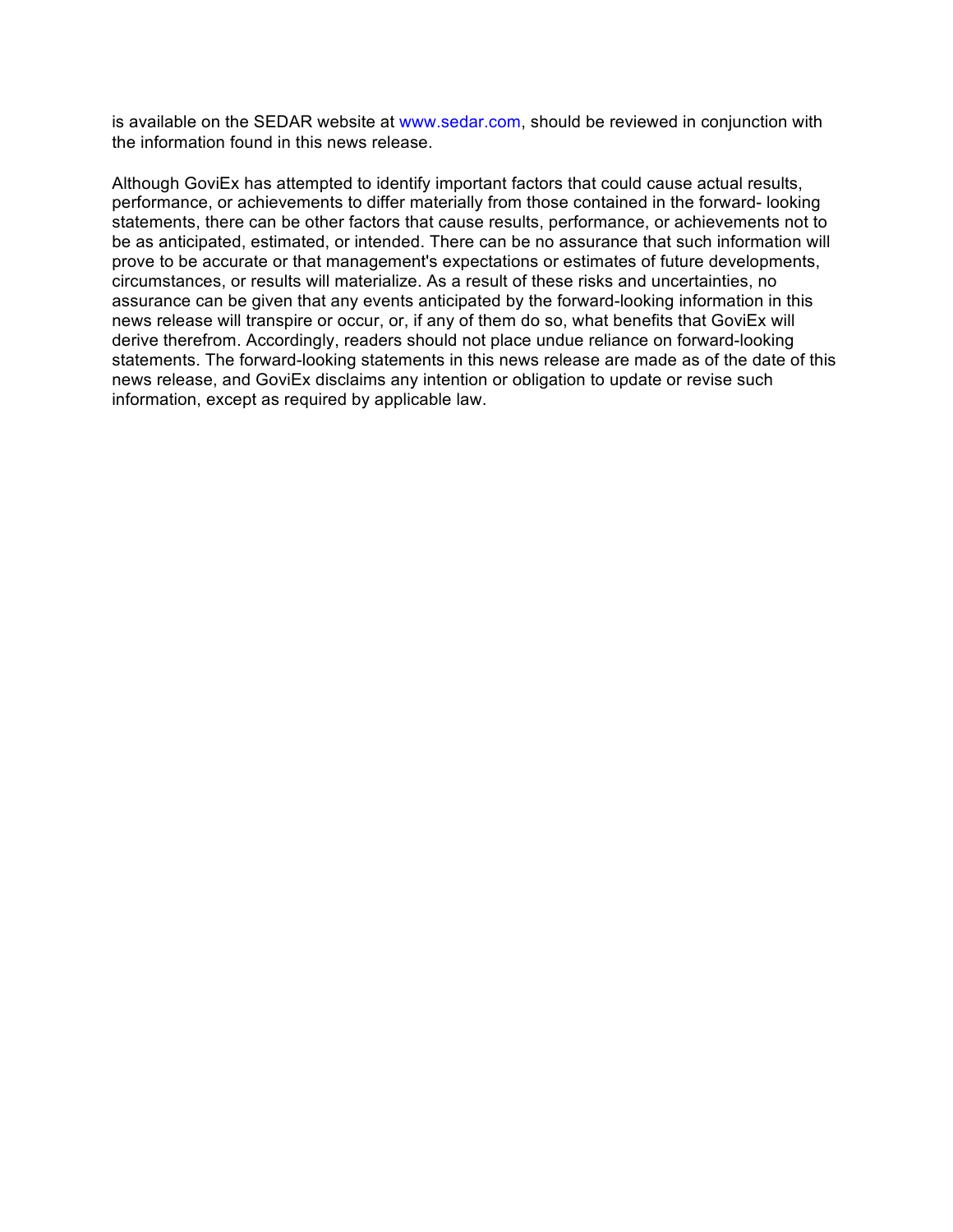is available on the SEDAR website at www.sedar.com, should be reviewed in conjunction with the information found in this news release.

Although GoviEx has attempted to identify important factors that could cause actual results, performance, or achievements to differ materially from those contained in the forward- looking statements, there can be other factors that cause results, performance, or achievements not to be as anticipated, estimated, or intended. There can be no assurance that such information will prove to be accurate or that management's expectations or estimates of future developments, circumstances, or results will materialize. As a result of these risks and uncertainties, no assurance can be given that any events anticipated by the forward-looking information in this news release will transpire or occur, or, if any of them do so, what benefits that GoviEx will derive therefrom. Accordingly, readers should not place undue reliance on forward-looking statements. The forward-looking statements in this news release are made as of the date of this news release, and GoviEx disclaims any intention or obligation to update or revise such information, except as required by applicable law.